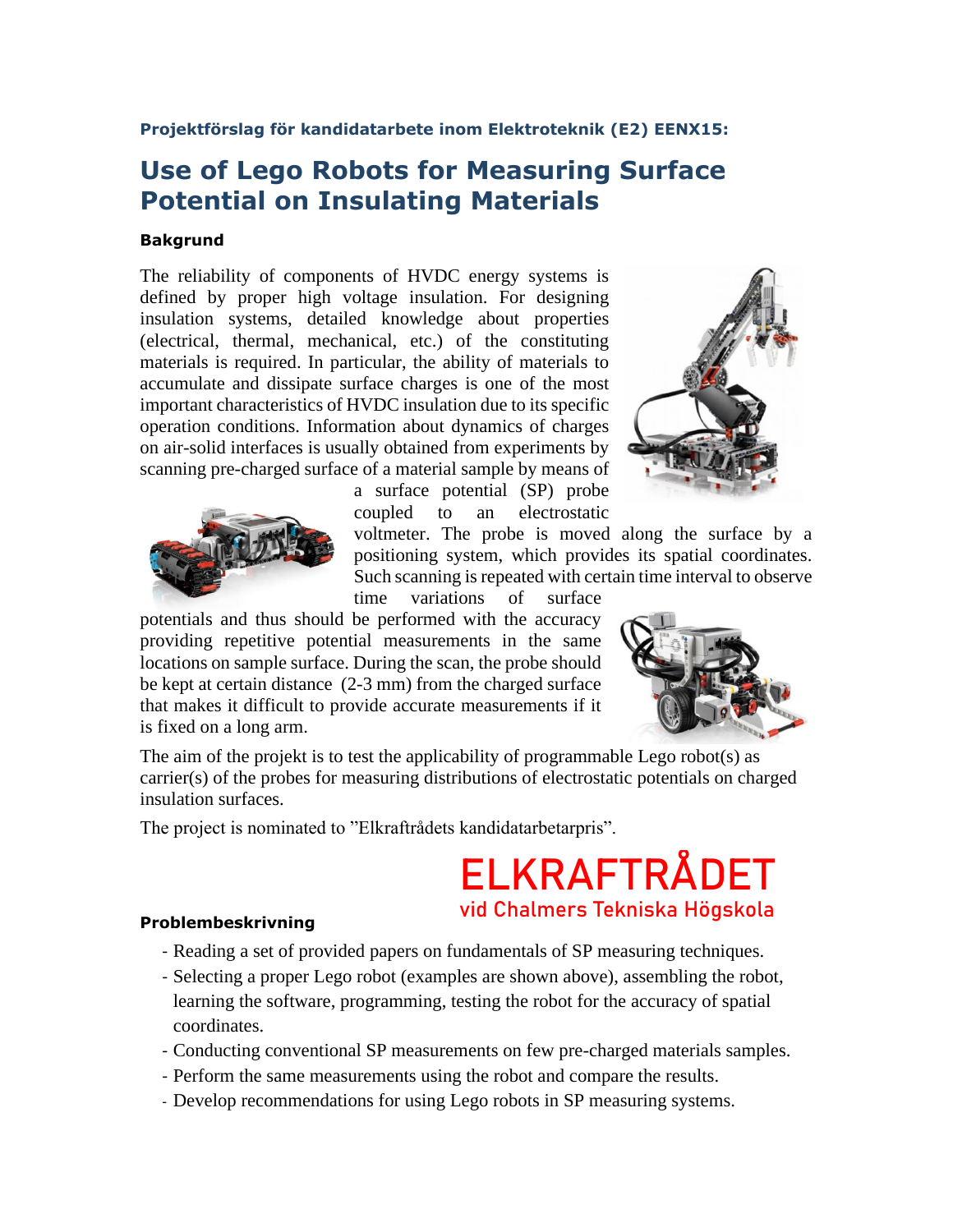**Projektförslag för kandidatarbete inom Elektroteknik (E2) EENX15:**

# Use of Lego Robots for Measuring Surface Potential on Insulating Materials

### Bakgrund

The reliability of components of HVDC energy systems is defined by proper high voltage insulation. For designing insulation systems, detailed knowledge about properties (electrical, thermal, mechanical, etc.) of the constituting materials is required. In particular, the ability of materials to accumulate and dissipate surface charges is one of the most important characteristics of HVDC insulation due to its specific operation conditions. Information about dynamics of charges on air-solid interfaces is usually obtained from experiments by scanning pre-charged surface of a material sample by means of a surface potential (SP) probe coupled to an electrostatic voltmeter. The probe is moved along the surface by a positioning system, which provides its spatial coordinates. Such scanning is repeated with certain time interval to observe time variations of surface potentials and thus should be performed with the accuracy providing repetitive potential measurements in the same locations on sample surface. During the scan, the probe should be kept at certain distance (2-3 mm) from the charged surface that makes it difficult to provide accurate measurements if it is fixed on a long arm.

The aim of the projekt is to test the applicability of programmable Lego robot(s) as carrier(s) of the probes for measuring distributions of electrostatic potentials on charged insulation surfaces.

The project is nominated to "Elkraftrådets kandidatarbetarpris".

ELKRAFTRÅDET
vid Chalmers Tekniska Högskola

### Problembeskrivning

- Reading a set of provided papers on fundamentals of SP measuring techniques.
- Selecting a proper Lego robot (examples are shown above), assembling the robot, learning the software, programming, testing the robot for the accuracy of spatial coordinates.
- Conducting conventional SP measurements on few pre-charged materials samples.
- Perform the same measurements using the robot and compare the results.
- Develop recommendations for using Lego robots in SP measuring systems.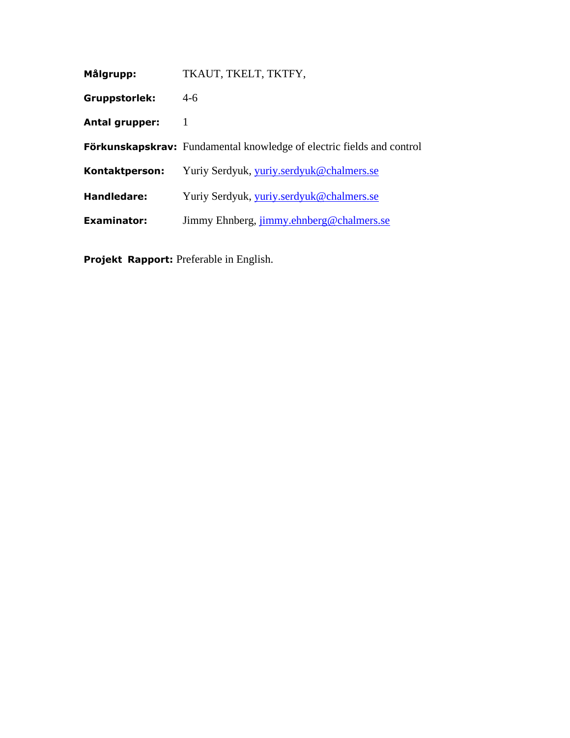**Målgrupp:** TKAUT, TKELT, TKTFY,

**Gruppstorlek:** 4-6

**Antal grupper:** 1

**Förkunskapskrav:** Fundamental knowledge of electric fields and control

**Kontaktperson:** Yuriy Serdyuk, yuriy.serdyuk@chalmers.se

**Handledare:** Yuriy Serdyuk, yuriy.serdyuk@chalmers.se

**Examinator:** Jimmy Ehnberg, jimmy.ehnberg@chalmers.se

**Projekt Rapport:** Preferable in English.